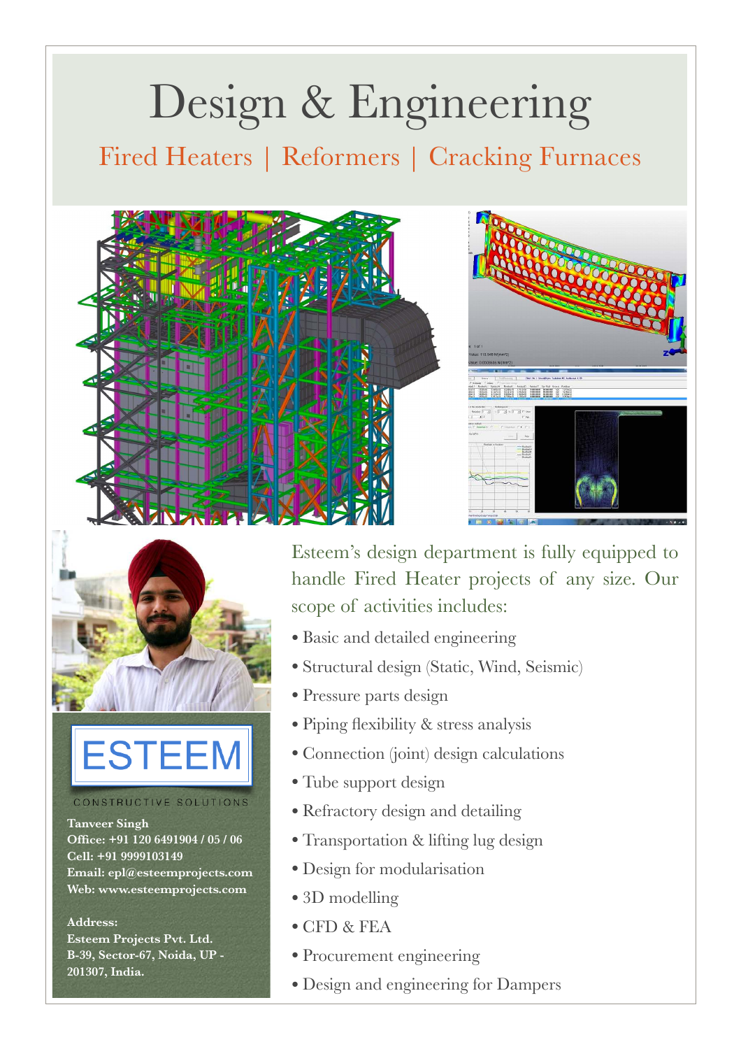# Design & Engineering

## Fired Heaters | Reformers | Cracking Furnaces

Esteem's design department is fully equipped to handle Fired Heater projects of any size. Our scope of activities includes:

- Basic and detailed engineering
- Structural design (Static, Wind, Seismic)
- Pressure parts design
- Piping flexibility & stress analysis
- Connection (joint) design calculations
- Tube support design
- Refractory design and detailing
- Transportation & lifting lug design
- Design for modularisation
- 3D modelling
- CFD & FEA
- Procurement engineering
- Design and engineering for Dampers

ESTEEM

CONSTRUCTIVE SOLUTIONS

**Tanveer Singh**
**Office: +91 120 6491904 / 05 / 06**
**Cell: +91 9999103149**
**Email: epl@esteemprojects.com**
**Web: www.esteemprojects.com**

**Address:**
**Esteem Projects Pvt. Ltd.**
**B-39, Sector-67, Noida, UP - 201307, India.**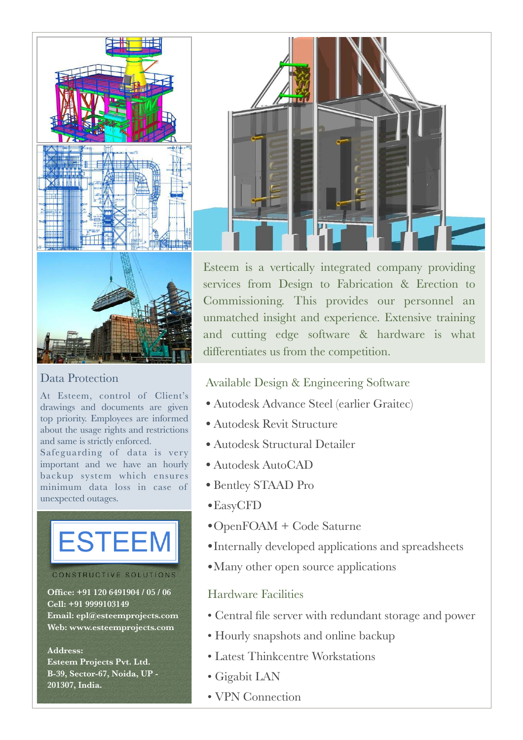Esteem is a vertically integrated company providing services from Design to Fabrication & Erection to Commissioning. This provides our personnel an unmatched insight and experience. Extensive training and cutting edge software & hardware is what differentiates us from the competition.

## Data Protection

At Esteem, control of Client's drawings and documents are given top priority. Employees are informed about the usage rights and restrictions and same is strictly enforced.

Safeguarding of data is very important and we have an hourly backup system which ensures minimum data loss in case of unexpected outages.

## Available Design & Engineering Software

- Autodesk Advance Steel (earlier Graitec)
- Autodesk Revit Structure
- Autodesk Structural Detailer
- Autodesk AutoCAD
- Bentley STAAD Pro
- EasyCFD
- OpenFOAM + Code Saturne
- Internally developed applications and spreadsheets
- Many other open source applications

## Hardware Facilities

- Central file server with redundant storage and power
- Hourly snapshots and online backup
- Latest Thinkcentre Workstations
- Gigabit LAN
- VPN Connection

ESTEEM

CONSTRUCTIVE SOLUTIONS

**Office: +91 120 6491904 / 05 / 06**
**Cell: +91 9999103149**
**Email: epl@esteemprojects.com**
**Web: www.esteemprojects.com**

**Address:**
**Esteem Projects Pvt. Ltd.**
**B-39, Sector-67, Noida, UP - 201307, India.**